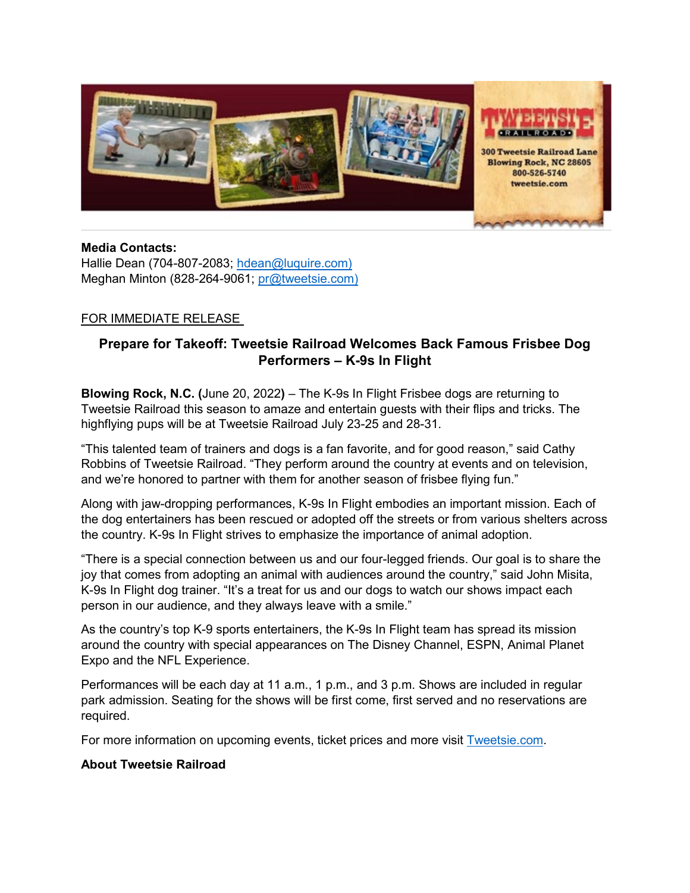TWEETSIE RAILROAD
300 Tweetsie Railroad Lane
Blowing Rock, NC 28605
800-526-5740
tweetsie.com

**Media Contacts:**
Hallie Dean (704-807-2083; hdean@luquire.com)
Meghan Minton (828-264-9061; pr@tweetsie.com)

FOR IMMEDIATE RELEASE

## Prepare for Takeoff: Tweetsie Railroad Welcomes Back Famous Frisbee Dog Performers – K-9s In Flight

**Blowing Rock, N.C. (**June 20, 2022**)** – The K-9s In Flight Frisbee dogs are returning to Tweetsie Railroad this season to amaze and entertain guests with their flips and tricks. The highflying pups will be at Tweetsie Railroad July 23-25 and 28-31.

"This talented team of trainers and dogs is a fan favorite, and for good reason," said Cathy Robbins of Tweetsie Railroad. "They perform around the country at events and on television, and we're honored to partner with them for another season of frisbee flying fun."

Along with jaw-dropping performances, K-9s In Flight embodies an important mission. Each of the dog entertainers has been rescued or adopted off the streets or from various shelters across the country. K-9s In Flight strives to emphasize the importance of animal adoption.

"There is a special connection between us and our four-legged friends. Our goal is to share the joy that comes from adopting an animal with audiences around the country," said John Misita, K-9s In Flight dog trainer. "It's a treat for us and our dogs to watch our shows impact each person in our audience, and they always leave with a smile."

As the country's top K-9 sports entertainers, the K-9s In Flight team has spread its mission around the country with special appearances on The Disney Channel, ESPN, Animal Planet Expo and the NFL Experience.

Performances will be each day at 11 a.m., 1 p.m., and 3 p.m. Shows are included in regular park admission. Seating for the shows will be first come, first served and no reservations are required.

For more information on upcoming events, ticket prices and more visit Tweetsie.com.

**About Tweetsie Railroad**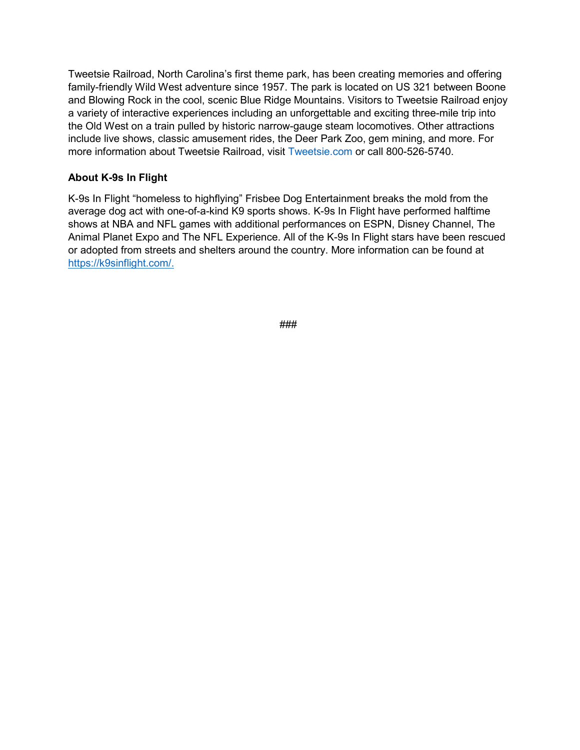Tweetsie Railroad, North Carolina's first theme park, has been creating memories and offering family-friendly Wild West adventure since 1957. The park is located on US 321 between Boone and Blowing Rock in the cool, scenic Blue Ridge Mountains. Visitors to Tweetsie Railroad enjoy a variety of interactive experiences including an unforgettable and exciting three-mile trip into the Old West on a train pulled by historic narrow-gauge steam locomotives. Other attractions include live shows, classic amusement rides, the Deer Park Zoo, gem mining, and more. For more information about Tweetsie Railroad, visit Tweetsie.com or call 800-526-5740.

**About K-9s In Flight**

K-9s In Flight "homeless to highflying" Frisbee Dog Entertainment breaks the mold from the average dog act with one-of-a-kind K9 sports shows. K-9s In Flight have performed halftime shows at NBA and NFL games with additional performances on ESPN, Disney Channel, The Animal Planet Expo and The NFL Experience. All of the K-9s In Flight stars have been rescued or adopted from streets and shelters around the country. More information can be found at https://k9sinflight.com/.

###